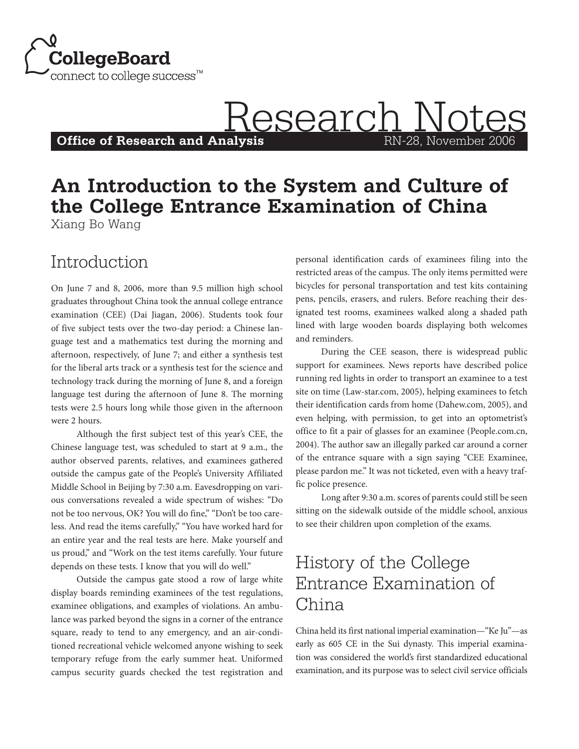CollegeBoard
connect to college success™

# Research Notes

**Office of Research and Analysis** RN-28, November 2006

# An Introduction to the System and Culture of the College Entrance Examination of China

Xiang Bo Wang

## Introduction

On June 7 and 8, 2006, more than 9.5 million high school graduates throughout China took the annual college entrance examination (CEE) (Dai Jiagan, 2006). Students took four of five subject tests over the two-day period: a Chinese language test and a mathematics test during the morning and afternoon, respectively, of June 7; and either a synthesis test for the liberal arts track or a synthesis test for the science and technology track during the morning of June 8, and a foreign language test during the afternoon of June 8. The morning tests were 2.5 hours long while those given in the afternoon were 2 hours.

Although the first subject test of this year's CEE, the Chinese language test, was scheduled to start at 9 a.m., the author observed parents, relatives, and examinees gathered outside the campus gate of the People's University Affiliated Middle School in Beijing by 7:30 a.m. Eavesdropping on various conversations revealed a wide spectrum of wishes: "Do not be too nervous, OK? You will do fine," "Don't be too careless. And read the items carefully," "You have worked hard for an entire year and the real tests are here. Make yourself and us proud," and "Work on the test items carefully. Your future depends on these tests. I know that you will do well."

Outside the campus gate stood a row of large white display boards reminding examinees of the test regulations, examinee obligations, and examples of violations. An ambulance was parked beyond the signs in a corner of the entrance square, ready to tend to any emergency, and an air-conditioned recreational vehicle welcomed anyone wishing to seek temporary refuge from the early summer heat. Uniformed campus security guards checked the test registration and personal identification cards of examinees filing into the restricted areas of the campus. The only items permitted were bicycles for personal transportation and test kits containing pens, pencils, erasers, and rulers. Before reaching their designated test rooms, examinees walked along a shaded path lined with large wooden boards displaying both welcomes and reminders.

During the CEE season, there is widespread public support for examinees. News reports have described police running red lights in order to transport an examinee to a test site on time (Law-star.com, 2005), helping examinees to fetch their identification cards from home (Dahew.com, 2005), and even helping, with permission, to get into an optometrist's office to fit a pair of glasses for an examinee (People.com.cn, 2004). The author saw an illegally parked car around a corner of the entrance square with a sign saying "CEE Examinee, please pardon me." It was not ticketed, even with a heavy traffic police presence.

Long after 9:30 a.m. scores of parents could still be seen sitting on the sidewalk outside of the middle school, anxious to see their children upon completion of the exams.

## History of the College Entrance Examination of China

China held its first national imperial examination—"Ke Ju"—as early as 605 CE in the Sui dynasty. This imperial examination was considered the world's first standardized educational examination, and its purpose was to select civil service officials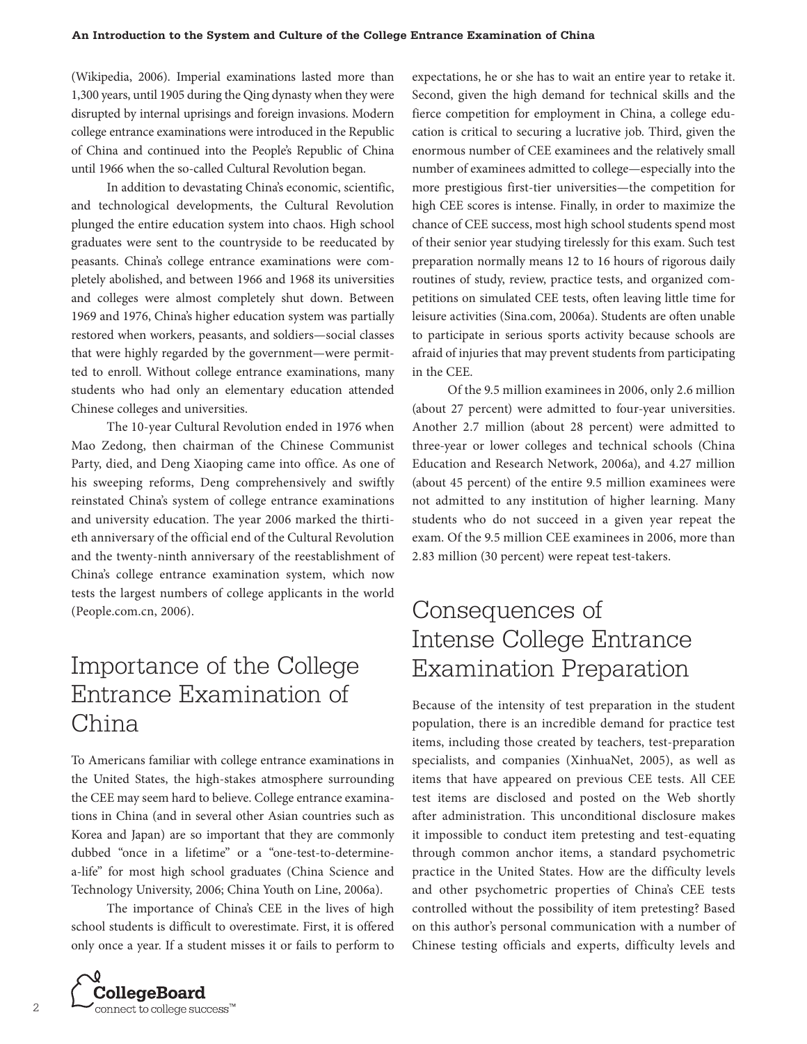(Wikipedia, 2006). Imperial examinations lasted more than 1,300 years, until 1905 during the Qing dynasty when they were disrupted by internal uprisings and foreign invasions. Modern college entrance examinations were introduced in the Republic of China and continued into the People's Republic of China until 1966 when the so-called Cultural Revolution began.

In addition to devastating China's economic, scientific, and technological developments, the Cultural Revolution plunged the entire education system into chaos. High school graduates were sent to the countryside to be reeducated by peasants. China's college entrance examinations were completely abolished, and between 1966 and 1968 its universities and colleges were almost completely shut down. Between 1969 and 1976, China's higher education system was partially restored when workers, peasants, and soldiers—social classes that were highly regarded by the government—were permitted to enroll. Without college entrance examinations, many students who had only an elementary education attended Chinese colleges and universities.

The 10-year Cultural Revolution ended in 1976 when Mao Zedong, then chairman of the Chinese Communist Party, died, and Deng Xiaoping came into office. As one of his sweeping reforms, Deng comprehensively and swiftly reinstated China's system of college entrance examinations and university education. The year 2006 marked the thirtieth anniversary of the official end of the Cultural Revolution and the twenty-ninth anniversary of the reestablishment of China's college entrance examination system, which now tests the largest numbers of college applicants in the world (People.com.cn, 2006).

## Importance of the College Entrance Examination of China

To Americans familiar with college entrance examinations in the United States, the high-stakes atmosphere surrounding the CEE may seem hard to believe. College entrance examinations in China (and in several other Asian countries such as Korea and Japan) are so important that they are commonly dubbed "once in a lifetime" or a "one-test-to-determine-a-life" for most high school graduates (China Science and Technology University, 2006; China Youth on Line, 2006a).

The importance of China's CEE in the lives of high school students is difficult to overestimate. First, it is offered only once a year. If a student misses it or fails to perform to expectations, he or she has to wait an entire year to retake it. Second, given the high demand for technical skills and the fierce competition for employment in China, a college education is critical to securing a lucrative job. Third, given the enormous number of CEE examinees and the relatively small number of examinees admitted to college—especially into the more prestigious first-tier universities—the competition for high CEE scores is intense. Finally, in order to maximize the chance of CEE success, most high school students spend most of their senior year studying tirelessly for this exam. Such test preparation normally means 12 to 16 hours of rigorous daily routines of study, review, practice tests, and organized competitions on simulated CEE tests, often leaving little time for leisure activities (Sina.com, 2006a). Students are often unable to participate in serious sports activity because schools are afraid of injuries that may prevent students from participating in the CEE.

Of the 9.5 million examinees in 2006, only 2.6 million (about 27 percent) were admitted to four-year universities. Another 2.7 million (about 28 percent) were admitted to three-year or lower colleges and technical schools (China Education and Research Network, 2006a), and 4.27 million (about 45 percent) of the entire 9.5 million examinees were not admitted to any institution of higher learning. Many students who do not succeed in a given year repeat the exam. Of the 9.5 million CEE examinees in 2006, more than 2.83 million (30 percent) were repeat test-takers.

## Consequences of Intense College Entrance Examination Preparation

Because of the intensity of test preparation in the student population, there is an incredible demand for practice test items, including those created by teachers, test-preparation specialists, and companies (XinhuaNet, 2005), as well as items that have appeared on previous CEE tests. All CEE test items are disclosed and posted on the Web shortly after administration. This unconditional disclosure makes it impossible to conduct item pretesting and test-equating through common anchor items, a standard psychometric practice in the United States. How are the difficulty levels and other psychometric properties of China's CEE tests controlled without the possibility of item pretesting? Based on this author's personal communication with a number of Chinese testing officials and experts, difficulty levels and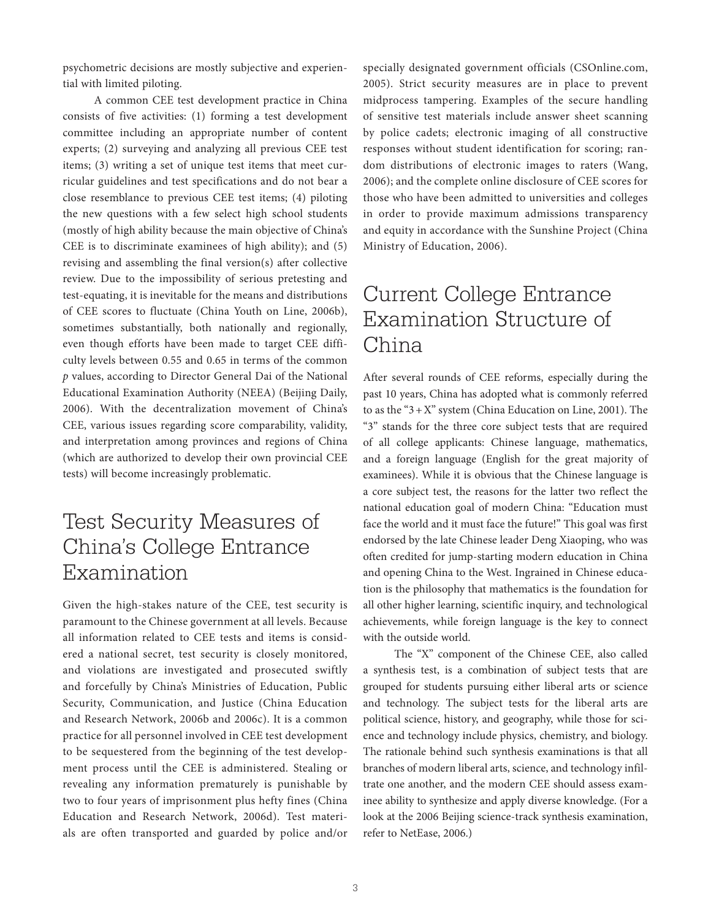psychometric decisions are mostly subjective and experiential with limited piloting.

A common CEE test development practice in China consists of five activities: (1) forming a test development committee including an appropriate number of content experts; (2) surveying and analyzing all previous CEE test items; (3) writing a set of unique test items that meet curricular guidelines and test specifications and do not bear a close resemblance to previous CEE test items; (4) piloting the new questions with a few select high school students (mostly of high ability because the main objective of China's CEE is to discriminate examinees of high ability); and (5) revising and assembling the final version(s) after collective review. Due to the impossibility of serious pretesting and test-equating, it is inevitable for the means and distributions of CEE scores to fluctuate (China Youth on Line, 2006b), sometimes substantially, both nationally and regionally, even though efforts have been made to target CEE difficulty levels between 0.55 and 0.65 in terms of the common *p* values, according to Director General Dai of the National Educational Examination Authority (NEEA) (Beijing Daily, 2006). With the decentralization movement of China's CEE, various issues regarding score comparability, validity, and interpretation among provinces and regions of China (which are authorized to develop their own provincial CEE tests) will become increasingly problematic.

## Test Security Measures of China's College Entrance Examination

Given the high-stakes nature of the CEE, test security is paramount to the Chinese government at all levels. Because all information related to CEE tests and items is considered a national secret, test security is closely monitored, and violations are investigated and prosecuted swiftly and forcefully by China's Ministries of Education, Public Security, Communication, and Justice (China Education and Research Network, 2006b and 2006c). It is a common practice for all personnel involved in CEE test development to be sequestered from the beginning of the test development process until the CEE is administered. Stealing or revealing any information prematurely is punishable by two to four years of imprisonment plus hefty fines (China Education and Research Network, 2006d). Test materials are often transported and guarded by police and/or specially designated government officials (CSOnline.com, 2005). Strict security measures are in place to prevent midprocess tampering. Examples of the secure handling of sensitive test materials include answer sheet scanning by police cadets; electronic imaging of all constructive responses without student identification for scoring; random distributions of electronic images to raters (Wang, 2006); and the complete online disclosure of CEE scores for those who have been admitted to universities and colleges in order to provide maximum admissions transparency and equity in accordance with the Sunshine Project (China Ministry of Education, 2006).

## Current College Entrance Examination Structure of China

After several rounds of CEE reforms, especially during the past 10 years, China has adopted what is commonly referred to as the "3 + X" system (China Education on Line, 2001). The "3" stands for the three core subject tests that are required of all college applicants: Chinese language, mathematics, and a foreign language (English for the great majority of examinees). While it is obvious that the Chinese language is a core subject test, the reasons for the latter two reflect the national education goal of modern China: "Education must face the world and it must face the future!" This goal was first endorsed by the late Chinese leader Deng Xiaoping, who was often credited for jump-starting modern education in China and opening China to the West. Ingrained in Chinese education is the philosophy that mathematics is the foundation for all other higher learning, scientific inquiry, and technological achievements, while foreign language is the key to connect with the outside world.

The "X" component of the Chinese CEE, also called a synthesis test, is a combination of subject tests that are grouped for students pursuing either liberal arts or science and technology. The subject tests for the liberal arts are political science, history, and geography, while those for science and technology include physics, chemistry, and biology. The rationale behind such synthesis examinations is that all branches of modern liberal arts, science, and technology infiltrate one another, and the modern CEE should assess examinee ability to synthesize and apply diverse knowledge. (For a look at the 2006 Beijing science-track synthesis examination, refer to NetEase, 2006.)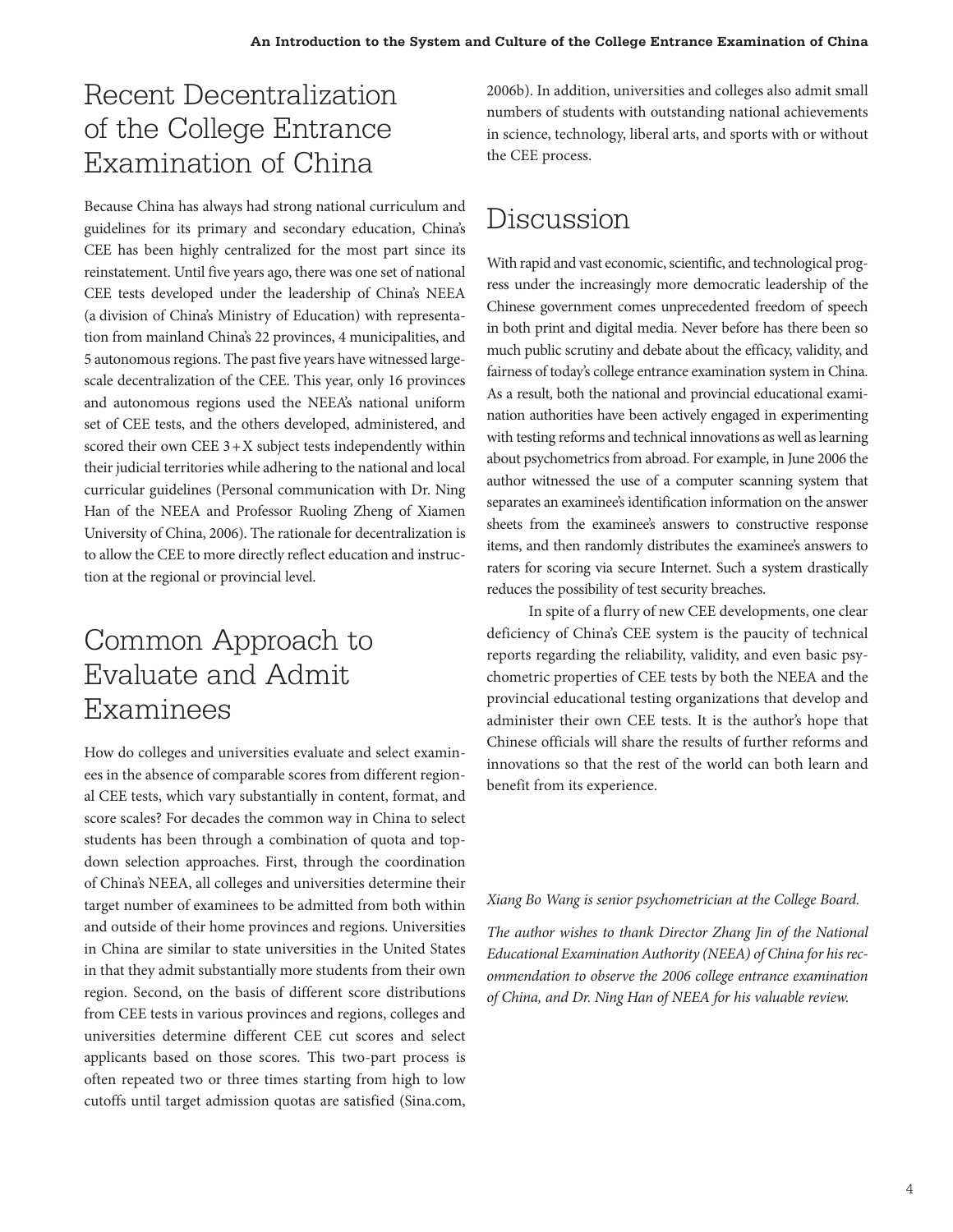## Recent Decentralization of the College Entrance Examination of China

Because China has always had strong national curriculum and guidelines for its primary and secondary education, China's CEE has been highly centralized for the most part since its reinstatement. Until five years ago, there was one set of national CEE tests developed under the leadership of China's NEEA (a division of China's Ministry of Education) with representation from mainland China's 22 provinces, 4 municipalities, and 5 autonomous regions. The past five years have witnessed large-scale decentralization of the CEE. This year, only 16 provinces and autonomous regions used the NEEA's national uniform set of CEE tests, and the others developed, administered, and scored their own CEE 3 + X subject tests independently within their judicial territories while adhering to the national and local curricular guidelines (Personal communication with Dr. Ning Han of the NEEA and Professor Ruoling Zheng of Xiamen University of China, 2006). The rationale for decentralization is to allow the CEE to more directly reflect education and instruction at the regional or provincial level.

## Common Approach to Evaluate and Admit Examinees

How do colleges and universities evaluate and select examinees in the absence of comparable scores from different regional CEE tests, which vary substantially in content, format, and score scales? For decades the common way in China to select students has been through a combination of quota and top-down selection approaches. First, through the coordination of China's NEEA, all colleges and universities determine their target number of examinees to be admitted from both within and outside of their home provinces and regions. Universities in China are similar to state universities in the United States in that they admit substantially more students from their own region. Second, on the basis of different score distributions from CEE tests in various provinces and regions, colleges and universities determine different CEE cut scores and select applicants based on those scores. This two-part process is often repeated two or three times starting from high to low cutoffs until target admission quotas are satisfied (Sina.com, 2006b). In addition, universities and colleges also admit small numbers of students with outstanding national achievements in science, technology, liberal arts, and sports with or without the CEE process.

## Discussion

With rapid and vast economic, scientific, and technological progress under the increasingly more democratic leadership of the Chinese government comes unprecedented freedom of speech in both print and digital media. Never before has there been so much public scrutiny and debate about the efficacy, validity, and fairness of today's college entrance examination system in China. As a result, both the national and provincial educational examination authorities have been actively engaged in experimenting with testing reforms and technical innovations as well as learning about psychometrics from abroad. For example, in June 2006 the author witnessed the use of a computer scanning system that separates an examinee's identification information on the answer sheets from the examinee's answers to constructive response items, and then randomly distributes the examinee's answers to raters for scoring via secure Internet. Such a system drastically reduces the possibility of test security breaches.

In spite of a flurry of new CEE developments, one clear deficiency of China's CEE system is the paucity of technical reports regarding the reliability, validity, and even basic psychometric properties of CEE tests by both the NEEA and the provincial educational testing organizations that develop and administer their own CEE tests. It is the author's hope that Chinese officials will share the results of further reforms and innovations so that the rest of the world can both learn and benefit from its experience.

*Xiang Bo Wang is senior psychometrician at the College Board.*

*The author wishes to thank Director Zhang Jin of the National Educational Examination Authority (NEEA) of China for his recommendation to observe the 2006 college entrance examination of China, and Dr. Ning Han of NEEA for his valuable review.*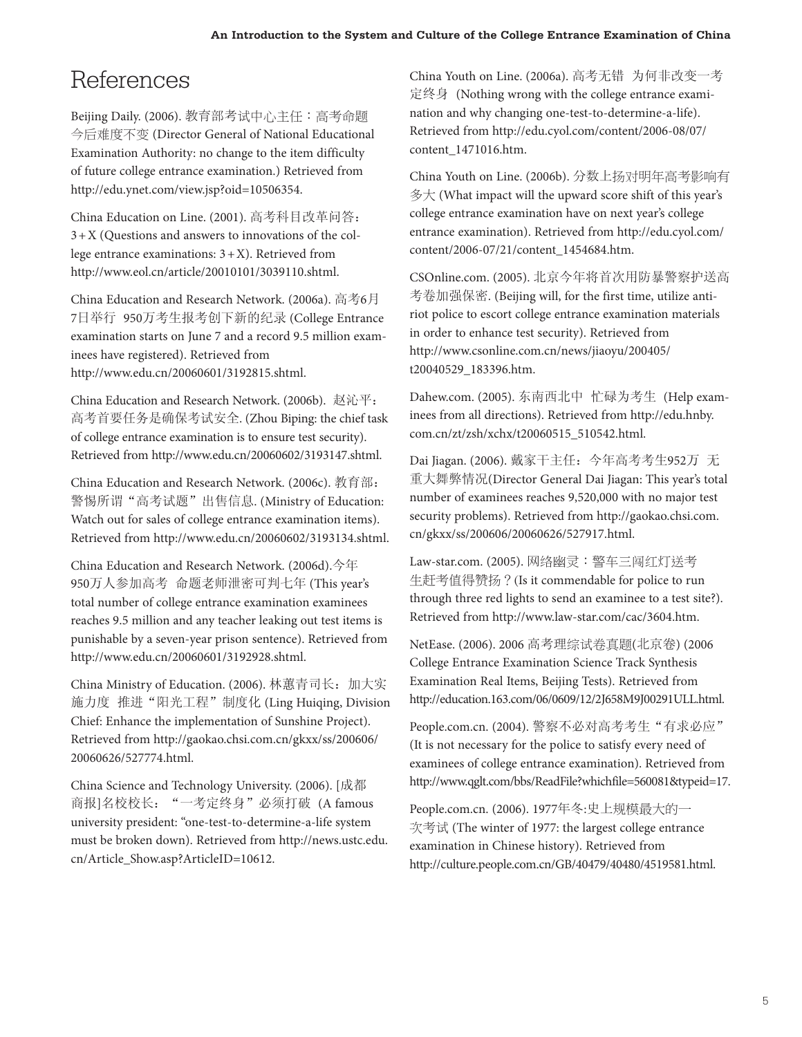# References

Beijing Daily. (2006). 教育部考试中心主任：高考命题今后难度不变 (Director General of National Educational Examination Authority: no change to the item difficulty of future college entrance examination.) Retrieved from http://edu.ynet.com/view.jsp?oid=10506354.

China Education on Line. (2001). 高考科目改革问答：3＋X (Questions and answers to innovations of the college entrance examinations: 3＋X). Retrieved from http://www.eol.cn/article/20010101/3039110.shtml.

China Education and Research Network. (2006a). 高考6月7日举行 950万考生报考创下新的纪录 (College Entrance examination starts on June 7 and a record 9.5 million examinees have registered). Retrieved from http://www.edu.cn/20060601/3192815.shtml.

China Education and Research Network. (2006b). 赵沁平：高考首要任务是确保考试安全. (Zhou Biping: the chief task of college entrance examination is to ensure test security). Retrieved from http://www.edu.cn/20060602/3193147.shtml.

China Education and Research Network. (2006c). 教育部：警惕所谓"高考试题"出售信息. (Ministry of Education: Watch out for sales of college entrance examination items). Retrieved from http://www.edu.cn/20060602/3193134.shtml.

China Education and Research Network. (2006d).今年950万人参加高考 命题老师泄密可判七年 (This year's total number of college entrance examination examinees reaches 9.5 million and any teacher leaking out test items is punishable by a seven-year prison sentence). Retrieved from http://www.edu.cn/20060601/3192928.shtml.

China Ministry of Education. (2006). 林蕙青司长：加大实施力度 推进"阳光工程"制度化 (Ling Huiqing, Division Chief: Enhance the implementation of Sunshine Project). Retrieved from http://gaokao.chsi.com.cn/gkxx/ss/200606/20060626/527774.html.

China Science and Technology University. (2006). [成都商报]名校校长："一考定终身"必须打破 (A famous university president: "one-test-to-determine-a-life system must be broken down). Retrieved from http://news.ustc.edu.cn/Article_Show.asp?ArticleID=10612.

China Youth on Line. (2006a). 高考无错 为何非改变一考定终身 (Nothing wrong with the college entrance examination and why changing one-test-to-determine-a-life). Retrieved from http://edu.cyol.com/content/2006-08/07/content_1471016.htm.

China Youth on Line. (2006b). 分数上扬对明年高考影响有多大 (What impact will the upward score shift of this year's college entrance examination have on next year's college entrance examination). Retrieved from http://edu.cyol.com/content/2006-07/21/content_1454684.htm.

CSOnline.com. (2005). 北京今年将首次用防暴警察护送高考卷加强保密. (Beijing will, for the first time, utilize antiriot police to escort college entrance examination materials in order to enhance test security). Retrieved from http://www.csonline.com.cn/news/jiaoyu/200405/t20040529_183396.htm.

Dahew.com. (2005). 东南西北中 忙碌为考生 (Help examinees from all directions). Retrieved from http://edu.hnby.com.cn/zt/zsh/xchx/t20060515_510542.html.

Dai Jiagan. (2006). 戴家干主任：今年高考考生952万 无重大舞弊情况(Director General Dai Jiagan: This year's total number of examinees reaches 9,520,000 with no major test security problems). Retrieved from http://gaokao.chsi.com.cn/gkxx/ss/200606/20060626/527917.html.

Law-star.com. (2005). 网络幽灵：警车三闯红灯送考生赶考值得赞扬？(Is it commendable for police to run through three red lights to send an examinee to a test site?). Retrieved from http://www.law-star.com/cac/3604.htm.

NetEase. (2006). 2006 高考理综试卷真题(北京卷) (2006 College Entrance Examination Science Track Synthesis Examination Real Items, Beijing Tests). Retrieved from http://education.163.com/06/0609/12/2J658M9J00291ULL.html.

People.com.cn. (2004). 警察不必对高考考生"有求必应" (It is not necessary for the police to satisfy every need of examinees of college entrance examination). Retrieved from http://www.qglt.com/bbs/ReadFile?whichfile=560081&typeid=17.

People.com.cn. (2006). 1977年冬:史上规模最大的一次考试 (The winter of 1977: the largest college entrance examination in Chinese history). Retrieved from http://culture.people.com.cn/GB/40479/40480/4519581.html.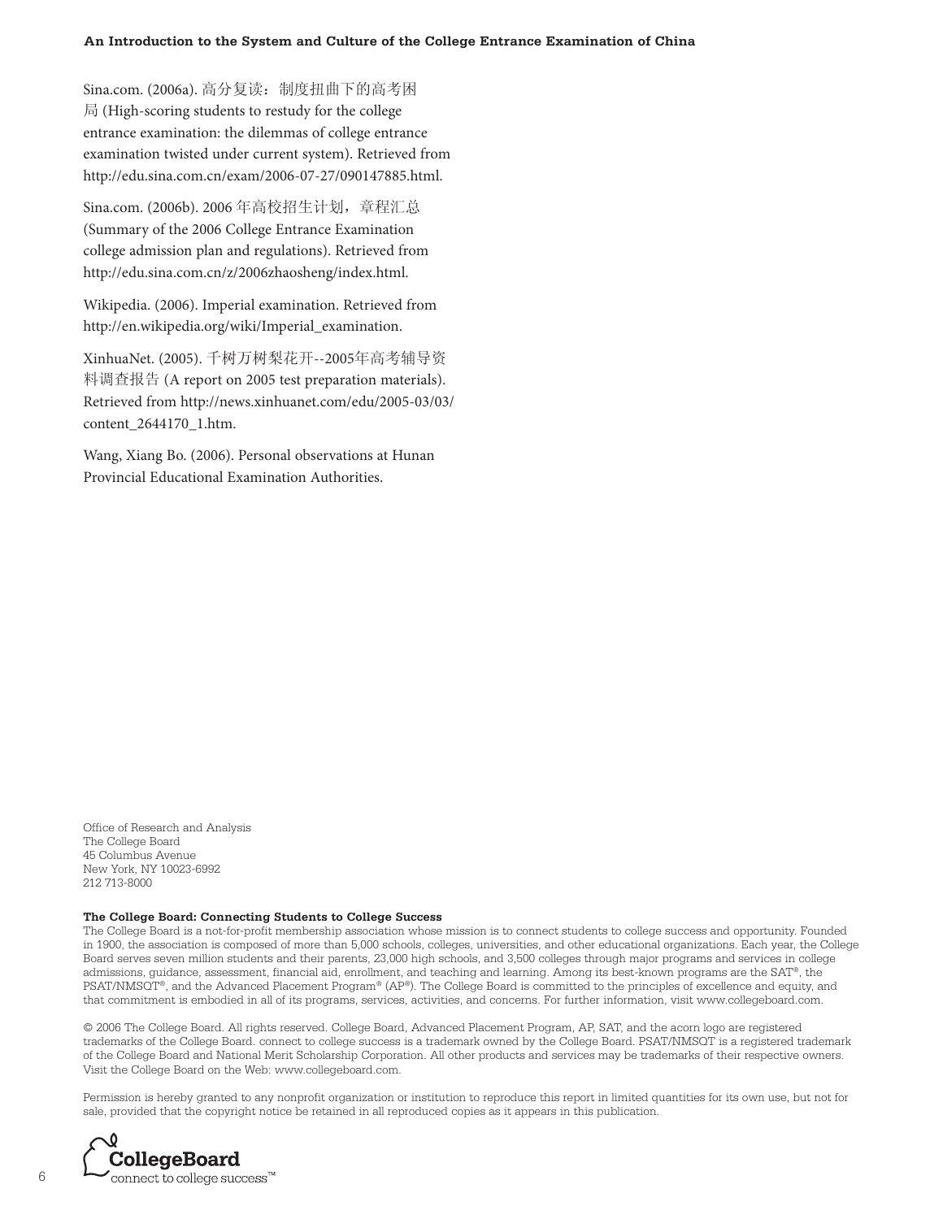Sina.com. (2006a). 高分复读：制度扭曲下的高考困局 (High-scoring students to restudy for the college entrance examination: the dilemmas of college entrance examination twisted under current system). Retrieved from http://edu.sina.com.cn/exam/2006-07-27/090147885.html.

Sina.com. (2006b). 2006 年高校招生计划，章程汇总 (Summary of the 2006 College Entrance Examination college admission plan and regulations). Retrieved from http://edu.sina.com.cn/z/2006zhaosheng/index.html.

Wikipedia. (2006). Imperial examination. Retrieved from http://en.wikipedia.org/wiki/Imperial_examination.

XinhuaNet. (2005). 千树万树梨花开--2005年高考辅导资料调查报告 (A report on 2005 test preparation materials). Retrieved from http://news.xinhuanet.com/edu/2005-03/03/content_2644170_1.htm.

Wang, Xiang Bo. (2006). Personal observations at Hunan Provincial Educational Examination Authorities.

Office of Research and Analysis
The College Board
45 Columbus Avenue
New York, NY 10023-6992
212 713-8000

**The College Board: Connecting Students to College Success**

The College Board is a not-for-profit membership association whose mission is to connect students to college success and opportunity. Founded in 1900, the association is composed of more than 5,000 schools, colleges, universities, and other educational organizations. Each year, the College Board serves seven million students and their parents, 23,000 high schools, and 3,500 colleges through major programs and services in college admissions, guidance, assessment, financial aid, enrollment, and teaching and learning. Among its best-known programs are the SAT®, the PSAT/NMSQT®, and the Advanced Placement Program® (AP®). The College Board is committed to the principles of excellence and equity, and that commitment is embodied in all of its programs, services, activities, and concerns. For further information, visit www.collegeboard.com.

© 2006 The College Board. All rights reserved. College Board, Advanced Placement Program, AP, SAT, and the acorn logo are registered trademarks of the College Board. connect to college success is a trademark owned by the College Board. PSAT/NMSQT is a registered trademark of the College Board and National Merit Scholarship Corporation. All other products and services may be trademarks of their respective owners. Visit the College Board on the Web: www.collegeboard.com.

Permission is hereby granted to any nonprofit organization or institution to reproduce this report in limited quantities for its own use, but not for sale, provided that the copyright notice be retained in all reproduced copies as it appears in this publication.

CollegeBoard
connect to college success™